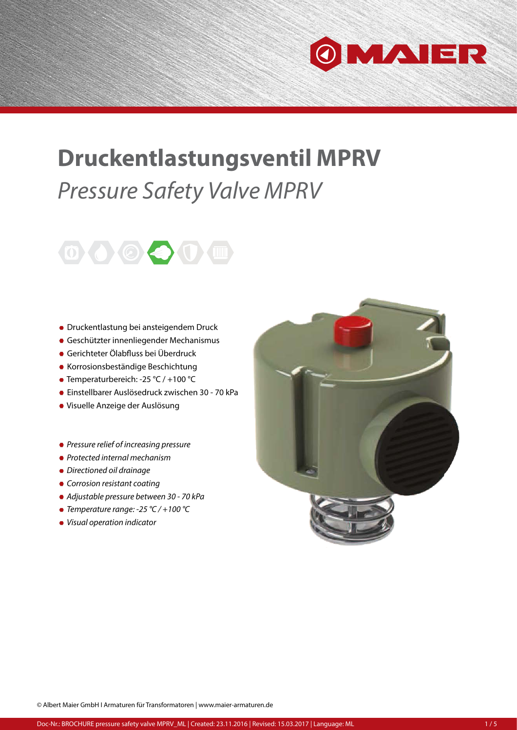# Druckentlastungsventil MPRV

## *Pressure Safety Valve MPRV*

- Druckentlastung bei ansteigendem Druck
- Geschützter innenliegender Mechanismus
- Gerichteter Ölabfluss bei Überdruck
- Korrosionsbeständige Beschichtung
- Temperaturbereich: -25 °C / +100 °C
- Einstellbarer Auslösedruck zwischen 30 - 70 kPa
- Visuelle Anzeige der Auslösung

- *Pressure relief of increasing pressure*
- *Protected internal mechanism*
- *Directioned oil drainage*
- *Corrosion resistant coating*
- *Adjustable pressure between 30 - 70 kPa*
- *Temperature range: -25 °C / +100 °C*
- *Visual operation indicator*

© Albert Maier GmbH I Armaturen für Transformatoren | www.maier-armaturen.de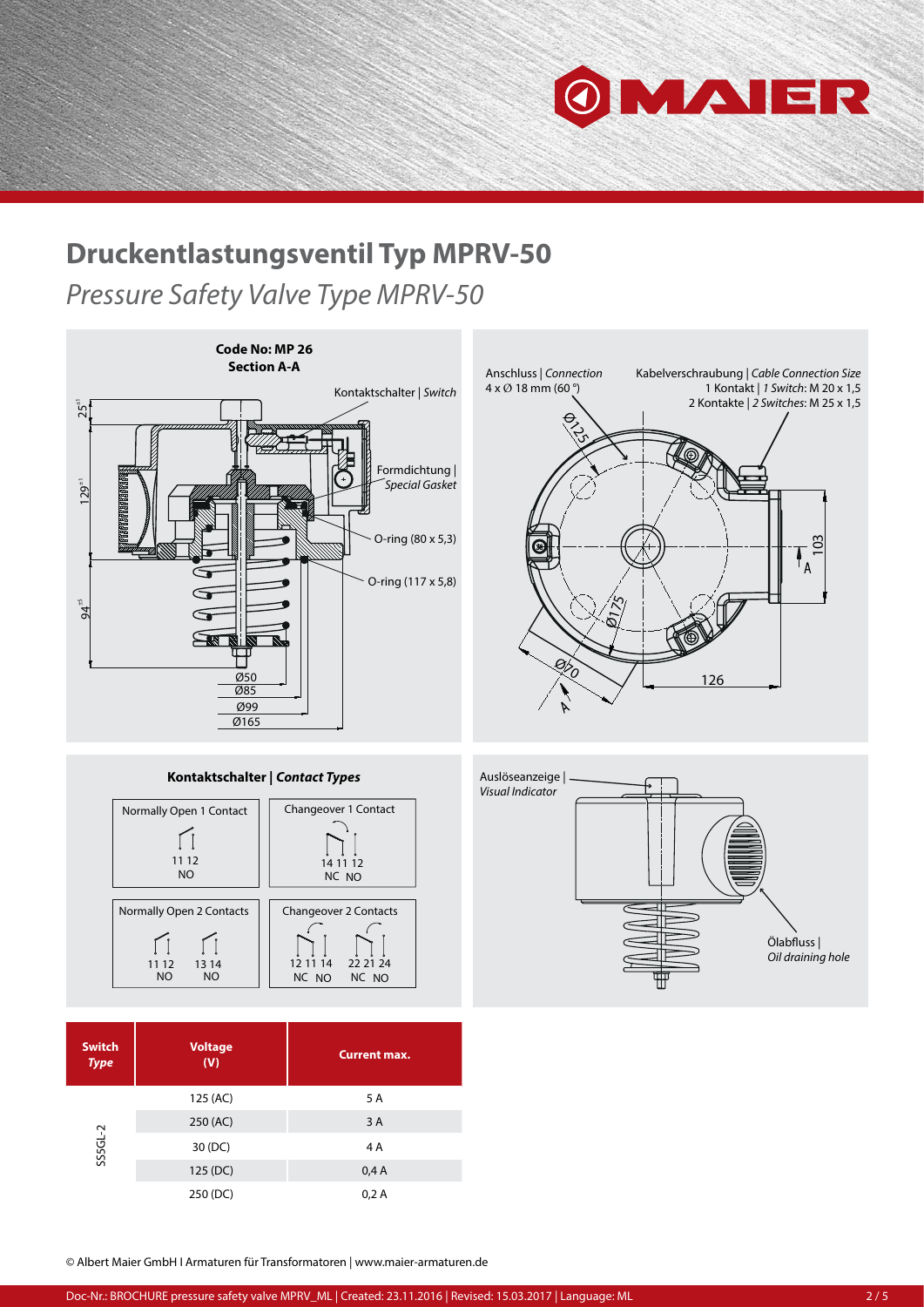# Druckentlastungsventil Typ MPRV-50

## *Pressure Safety Valve Type MPRV-50*

**Code No: MP 26**
**Section A-A**

Kontaktschalter | *Switch*

Formdichtung | *Special Gasket*

O-ring (80 x 5,3)

O-ring (117 x 5,8)

25[±1]

129[±1]

94[±5]

Ø50
Ø85
Ø99
Ø165

Anschluss | *Connection*
4 x Ø 18 mm (60 °)

Kabelverschraubung | *Cable Connection Size*
1 Kontakt | *1 Switch*: M 20 x 1,5
2 Kontakte | *2 Switches*: M 25 x 1,5

Ø125

Ø175

Ø70

103

126

A

**Kontaktschalter | *Contact Types***

| Normally Open 1 Contact | Changeover 1 Contact |
|---|---|
| 11 12<br>NO | 14 11 12<br>NC NO |

| Normally Open 2 Contacts | Changeover 2 Contacts |
|---|---|
| 11 12 — 13 14<br>NO — NO | 12 11 14 — 22 21 24<br>NC NO — NC NO |

Auslöseanzeige | *Visual Indicator*

Ölabfluss | *Oil draining hole*

| Switch *Type* | Voltage (V) | Current max. |
|---|---|---|
| SS5GL-2 | 125 (AC) | 5 A |
| | 250 (AC) | 3 A |
| | 30 (DC) | 4 A |
| | 125 (DC) | 0,4 A |
| | 250 (DC) | 0,2 A |

© Albert Maier GmbH I Armaturen für Transformatoren | www.maier-armaturen.de

Doc-Nr.: BROCHURE pressure safety valve MPRV_ML | Created: 23.11.2016 | Revised: 15.03.2017 | Language: ML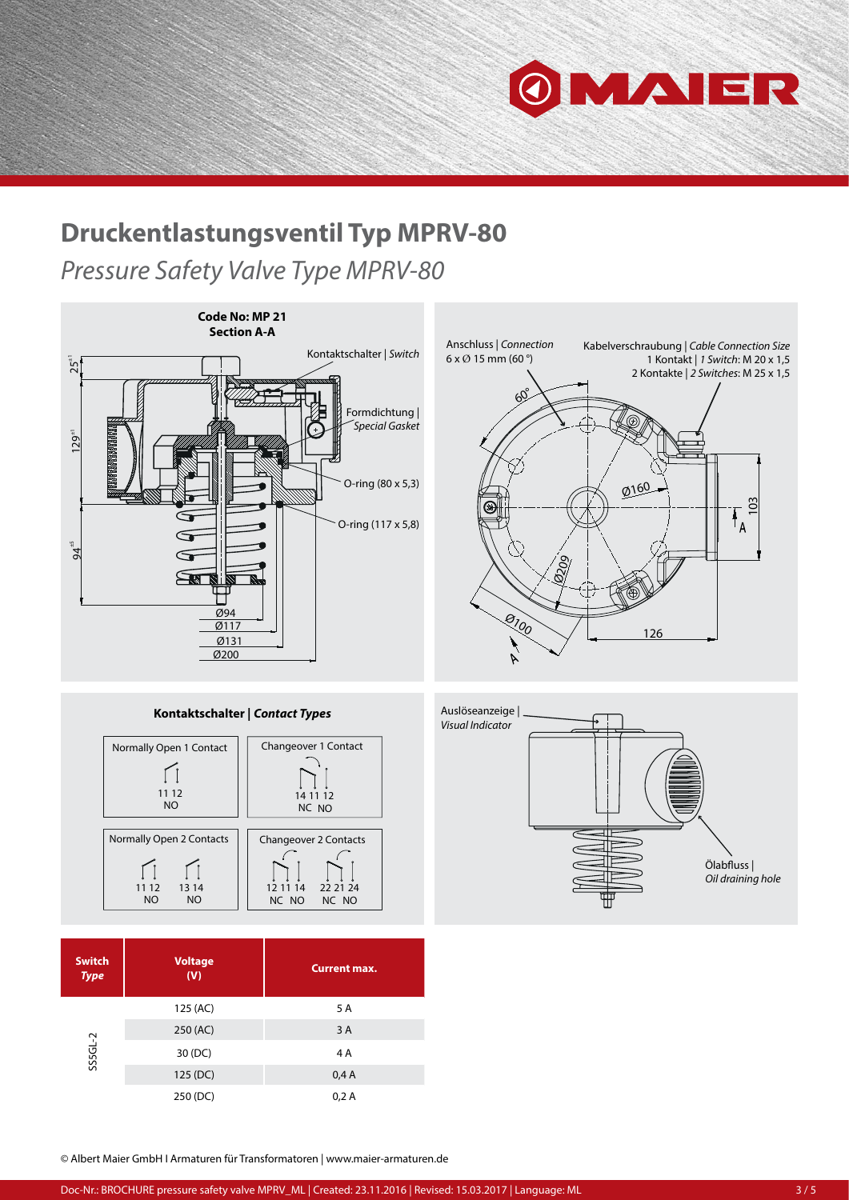# Druckentlastungsventil Typ MPRV-80

*Pressure Safety Valve Type MPRV-80*

**Code No: MP 21**
**Section A-A**

Kontaktschalter | *Switch*

Formdichtung | *Special Gasket*

O-ring (80 x 5,3)

O-ring (117 x 5,8)

25±1

129±1

94±5

Ø94
Ø117
Ø131
Ø200

Anschluss | *Connection*
6 x Ø 15 mm (60 °)

Kabelverschraubung | *Cable Connection Size*
1 Kontakt | *1 Switch*: M 20 x 1,5
2 Kontakte | *2 Switches*: M 25 x 1,5

60°

Ø160

Ø209

Ø100

103

126

A

A

**Kontaktschalter | *Contact Types***

| Normally Open 1 Contact | Changeover 1 Contact |
|---|---|
| 11 12<br>NO | 14 11 12<br>NC NO |
| **Normally Open 2 Contacts** | **Changeover 2 Contacts** |
| 11 12 / 13 14<br>NO / NO | 12 11 14 / 22 21 24<br>NC NO / NC NO |

Auslöseanzeige | *Visual Indicator*

Ölabfluss | *Oil draining hole*

| Switch *Type* | Voltage (V) | Current max. |
|---|---|---|
| SS5GL-2 | 125 (AC) | 5 A |
| | 250 (AC) | 3 A |
| | 30 (DC) | 4 A |
| | 125 (DC) | 0,4 A |
| | 250 (DC) | 0,2 A |

© Albert Maier GmbH I Armaturen für Transformatoren | www.maier-armaturen.de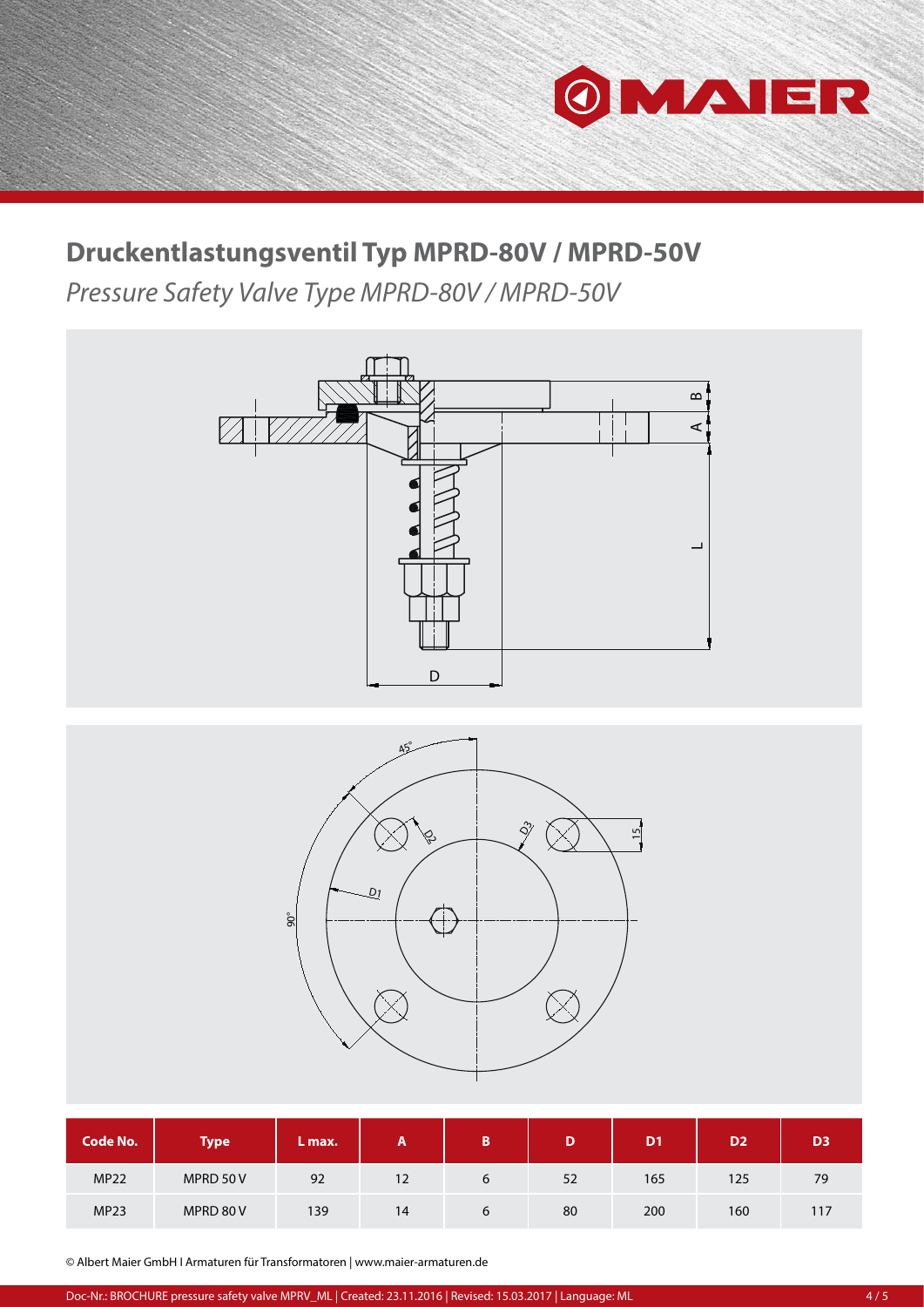## Druckentlastungsventil Typ MPRD-80V / MPRD-50V

*Pressure Safety Valve Type MPRD-80V / MPRD-50V*

| Code No. | Type | L max. | A | B | D | D1 | D2 | D3 |
|---|---|---|---|---|---|---|---|---|
| MP22 | MPRD 50 V | 92 | 12 | 6 | 52 | 165 | 125 | 79 |
| MP23 | MPRD 80 V | 139 | 14 | 6 | 80 | 200 | 160 | 117 |

© Albert Maier GmbH I Armaturen für Transformatoren | www.maier-armaturen.de

Doc-Nr.: BROCHURE pressure safety valve MPRV_ML | Created: 23.11.2016 | Revised: 15.03.2017 | Language: ML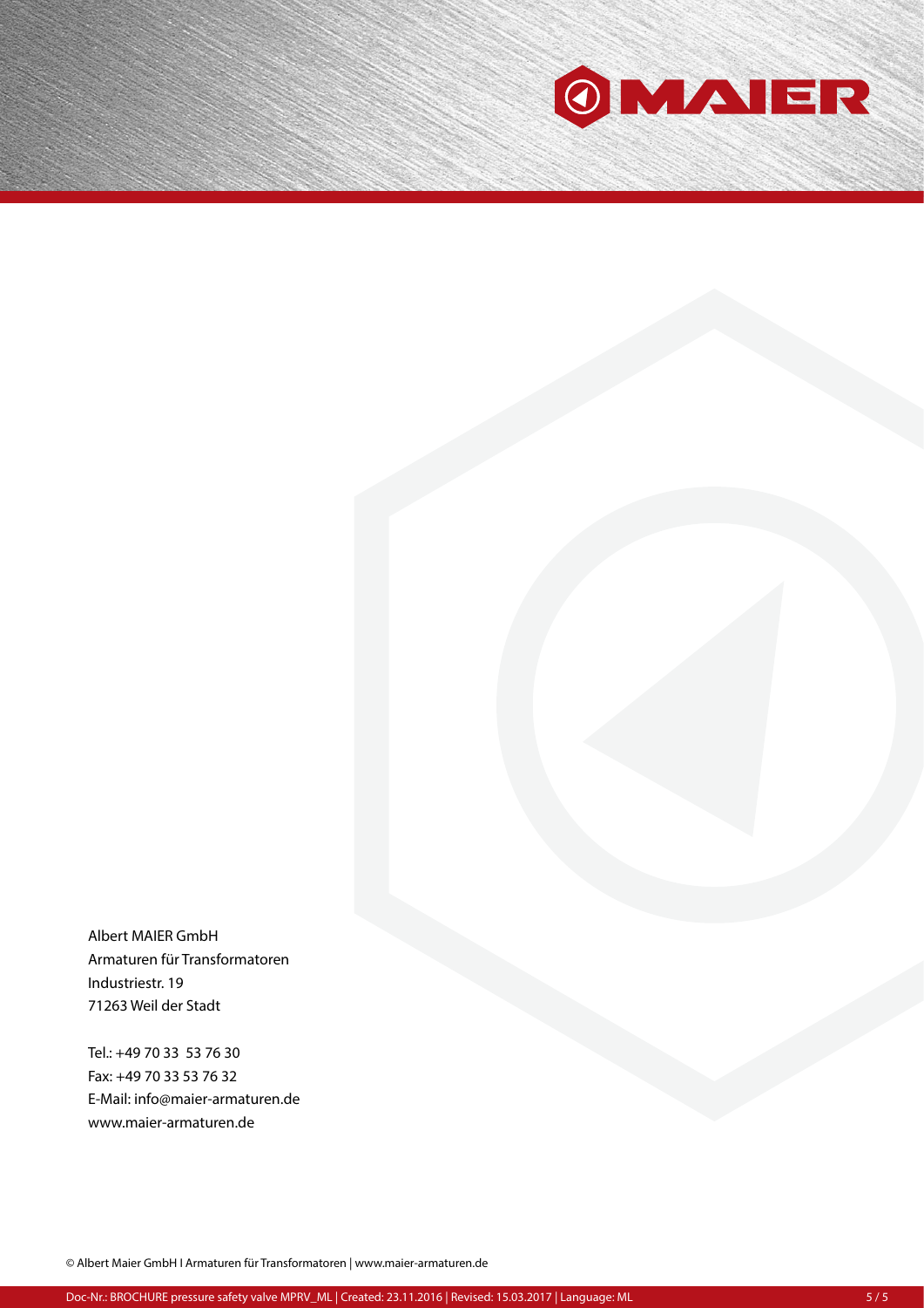Albert MAIER GmbH
Armaturen für Transformatoren
Industriestr. 19
71263 Weil der Stadt

Tel.: +49 70 33 53 76 30
Fax: +49 70 33 53 76 32
E-Mail: info@maier-armaturen.de
www.maier-armaturen.de

© Albert Maier GmbH I Armaturen für Transformatoren | www.maier-armaturen.de

Doc-Nr.: BROCHURE pressure safety valve MPRV_ML | Created: 23.11.2016 | Revised: 15.03.2017 | Language: ML